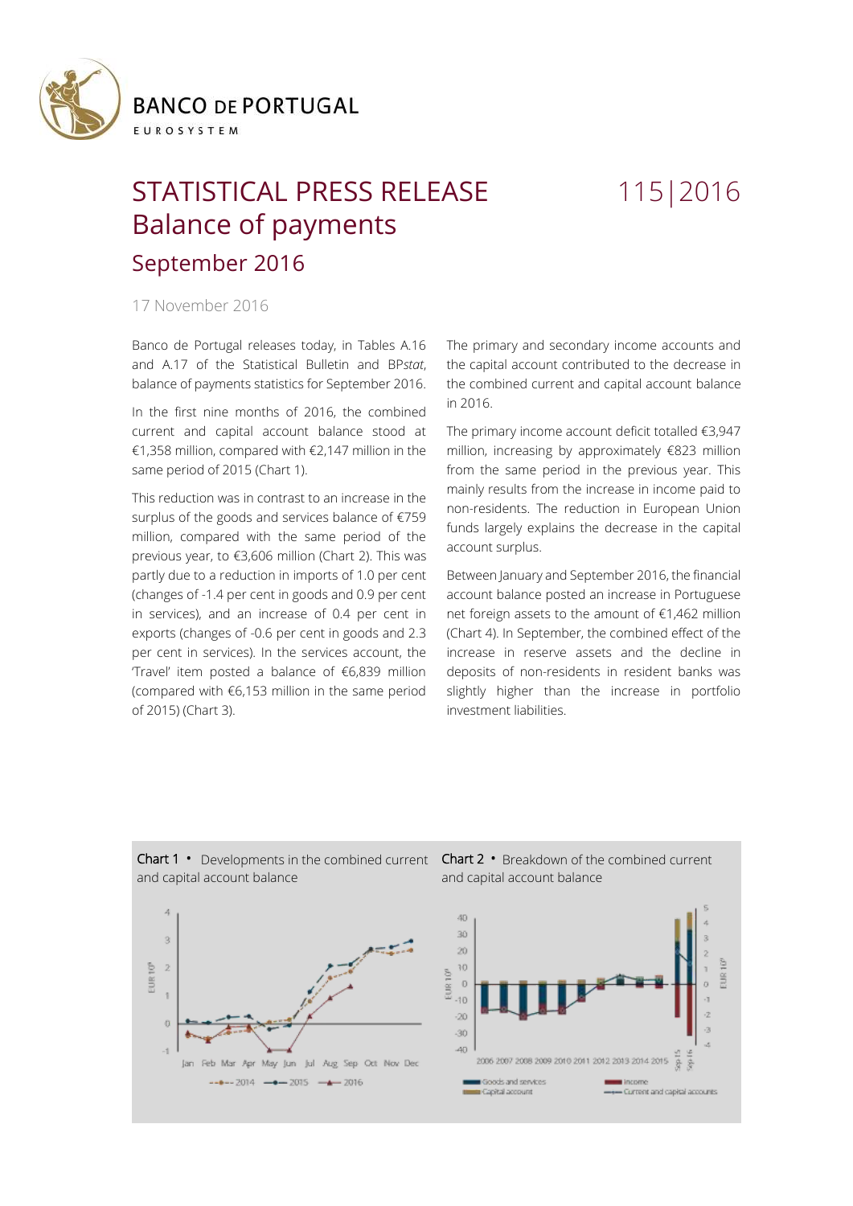BANCO DE PORTUGAL

EUROSYSTEM

# STATISTICAL PRESS RELEASE Balance of payments

115|2016

## September 2016

17 November 2016

Banco de Portugal releases today, in Tables A.16 and A.17 of the Statistical Bulletin and BP*stat*, balance of payments statistics for September 2016.

In the first nine months of 2016, the combined current and capital account balance stood at €1,358 million, compared with €2,147 million in the same period of 2015 (Chart 1).

This reduction was in contrast to an increase in the surplus of the goods and services balance of €759 million, compared with the same period of the previous year, to €3,606 million (Chart 2). This was partly due to a reduction in imports of 1.0 per cent (changes of -1.4 per cent in goods and 0.9 per cent in services), and an increase of 0.4 per cent in exports (changes of -0.6 per cent in goods and 2.3 per cent in services). In the services account, the 'Travel' item posted a balance of €6,839 million (compared with €6,153 million in the same period of 2015) (Chart 3).

The primary and secondary income accounts and the capital account contributed to the decrease in the combined current and capital account balance in 2016.

The primary income account deficit totalled €3,947 million, increasing by approximately €823 million from the same period in the previous year. This mainly results from the increase in income paid to non-residents. The reduction in European Union funds largely explains the decrease in the capital account surplus.

Between January and September 2016, the financial account balance posted an increase in Portuguese net foreign assets to the amount of €1,462 million (Chart 4). In September, the combined effect of the increase in reserve assets and the decline in deposits of non-residents in resident banks was slightly higher than the increase in portfolio investment liabilities.

Chart 1 • Developments in the combined current and capital account balance

EUR $10^9$

4
3
2
1
0
-1

Jan Feb Mar Apr May Jun Jul Aug Sep Oct Nov Dec

2014 2015 2016

Chart 2 • Breakdown of the combined current and capital account balance

EUR $10^9$

40
30
20
10
0
-10
-20
-30
-40

2006 2007 2008 2009 2010 2011 2012 2013 2014 2015 Sep-15 Sep-16

EUR $10^9$

5
4
3
2
1
0
-1
-2
-3
-4

Goods and services
Capital account
Income
Current and capital accounts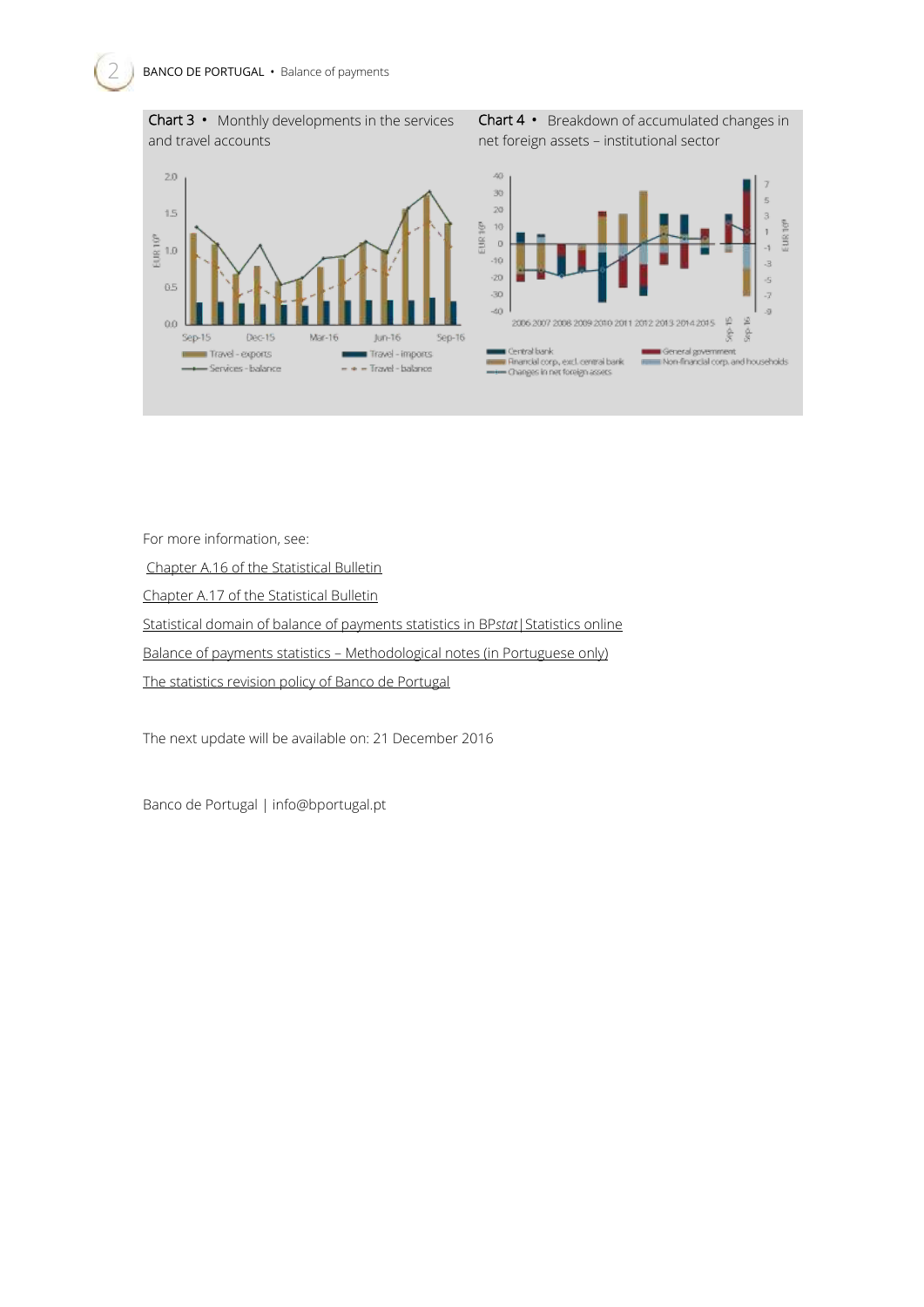**Chart 3** • Monthly developments in the services and travel accounts

EUR 10⁹

2.0
1.5
1.0
0.5
0.0

Sep-15
Dec-15
Mar-16
Jun-16
Sep-16

Travel - exports
Travel - imports
Services - balance
Travel - balance

**Chart 4** • Breakdown of accumulated changes in net foreign assets – institutional sector

EUR 10⁹

40
30
20
10
0
-10
-20
-30
-40

EUR 10⁹

7
5
3
1
-1
-3
-5
-7
-9

2006 2007 2008 2009 2010 2011 2012 2013 2014 2015 Sep-15 Sep-16

Central bank
General government
Financial corp., excl. central bank
Non-financial corp. and households
Changes in net foreign assets

For more information, see:

Chapter A.16 of the Statistical Bulletin

Chapter A.17 of the Statistical Bulletin

Statistical domain of balance of payments statistics in BP*stat*|Statistics online

Balance of payments statistics – Methodological notes (in Portuguese only)

The statistics revision policy of Banco de Portugal

The next update will be available on: 21 December 2016

Banco de Portugal | info@bportugal.pt